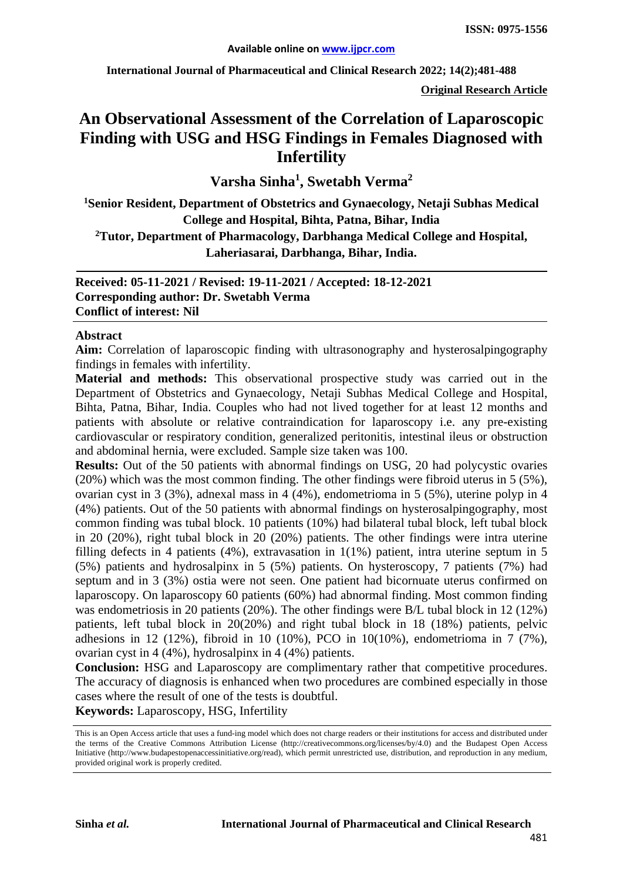**Original Research Article**

# An Observational Assessment of the Correlation of Laparoscopic Finding with USG and HSG Findings in Females Diagnosed with Infertility

**Varsha Sinha[1], Swetabh Verma[2]**

**[1]Senior Resident, Department of Obstetrics and Gynaecology, Netaji Subhas Medical College and Hospital, Bihta, Patna, Bihar, India**

**[2]Tutor, Department of Pharmacology, Darbhanga Medical College and Hospital, Laheriasarai, Darbhanga, Bihar, India.**

**Received: 05-11-2021 / Revised: 19-11-2021 / Accepted: 18-12-2021**
**Corresponding author: Dr. Swetabh Verma**
**Conflict of interest: Nil**

## Abstract

**Aim:** Correlation of laparoscopic finding with ultrasonography and hysterosalpingography findings in females with infertility.

**Material and methods:** This observational prospective study was carried out in the Department of Obstetrics and Gynaecology, Netaji Subhas Medical College and Hospital, Bihta, Patna, Bihar, India. Couples who had not lived together for at least 12 months and patients with absolute or relative contraindication for laparoscopy i.e. any pre-existing cardiovascular or respiratory condition, generalized peritonitis, intestinal ileus or obstruction and abdominal hernia, were excluded. Sample size taken was 100.

**Results:** Out of the 50 patients with abnormal findings on USG, 20 had polycystic ovaries (20%) which was the most common finding. The other findings were fibroid uterus in 5 (5%), ovarian cyst in 3 (3%), adnexal mass in 4 (4%), endometrioma in 5 (5%), uterine polyp in 4 (4%) patients. Out of the 50 patients with abnormal findings on hysterosalpingography, most common finding was tubal block. 10 patients (10%) had bilateral tubal block, left tubal block in 20 (20%), right tubal block in 20 (20%) patients. The other findings were intra uterine filling defects in 4 patients (4%), extravasation in 1(1%) patient, intra uterine septum in 5 (5%) patients and hydrosalpinx in 5 (5%) patients. On hysteroscopy, 7 patients (7%) had septum and in 3 (3%) ostia were not seen. One patient had bicornuate uterus confirmed on laparoscopy. On laparoscopy 60 patients (60%) had abnormal finding. Most common finding was endometriosis in 20 patients (20%). The other findings were B/L tubal block in 12 (12%) patients, left tubal block in 20(20%) and right tubal block in 18 (18%) patients, pelvic adhesions in 12 (12%), fibroid in 10 (10%), PCO in 10(10%), endometrioma in 7 (7%), ovarian cyst in 4 (4%), hydrosalpinx in 4 (4%) patients.

**Conclusion:** HSG and Laparoscopy are complimentary rather that competitive procedures. The accuracy of diagnosis is enhanced when two procedures are combined especially in those cases where the result of one of the tests is doubtful.

**Keywords:** Laparoscopy, HSG, Infertility

This is an Open Access article that uses a fund-ing model which does not charge readers or their institutions for access and distributed under the terms of the Creative Commons Attribution License (http://creativecommons.org/licenses/by/4.0) and the Budapest Open Access Initiative (http://www.budapestopenaccessinitiative.org/read), which permit unrestricted use, distribution, and reproduction in any medium, provided original work is properly credited.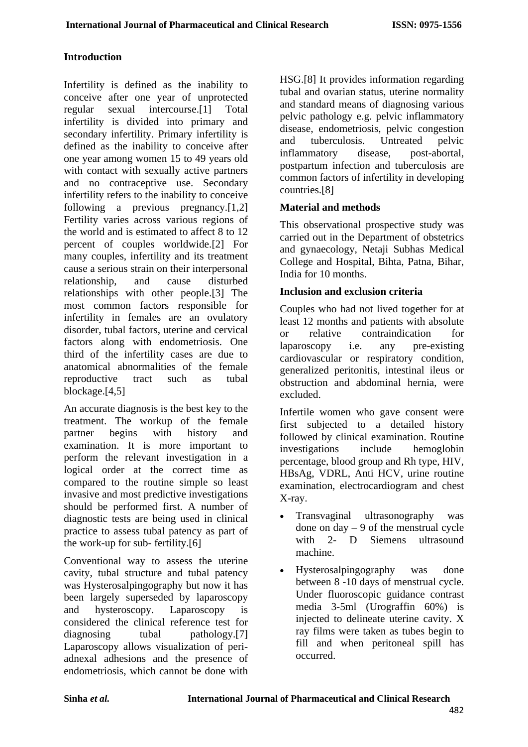## Introduction

Infertility is defined as the inability to conceive after one year of unprotected regular sexual intercourse.[1] Total infertility is divided into primary and secondary infertility. Primary infertility is defined as the inability to conceive after one year among women 15 to 49 years old with contact with sexually active partners and no contraceptive use. Secondary infertility refers to the inability to conceive following a previous pregnancy.[1,2] Fertility varies across various regions of the world and is estimated to affect 8 to 12 percent of couples worldwide.[2] For many couples, infertility and its treatment cause a serious strain on their interpersonal relationship, and cause disturbed relationships with other people.[3] The most common factors responsible for infertility in females are an ovulatory disorder, tubal factors, uterine and cervical factors along with endometriosis. One third of the infertility cases are due to anatomical abnormalities of the female reproductive tract such as tubal blockage.[4,5]

An accurate diagnosis is the best key to the treatment. The workup of the female partner begins with history and examination. It is more important to perform the relevant investigation in a logical order at the correct time as compared to the routine simple so least invasive and most predictive investigations should be performed first. A number of diagnostic tests are being used in clinical practice to assess tubal patency as part of the work-up for sub- fertility.[6]

Conventional way to assess the uterine cavity, tubal structure and tubal patency was Hysterosalpingography but now it has been largely superseded by laparoscopy and hysteroscopy. Laparoscopy is considered the clinical reference test for diagnosing tubal pathology.[7] Laparoscopy allows visualization of peri-adnexal adhesions and the presence of endometriosis, which cannot be done with HSG.[8] It provides information regarding tubal and ovarian status, uterine normality and standard means of diagnosing various pelvic pathology e.g. pelvic inflammatory disease, endometriosis, pelvic congestion and tuberculosis. Untreated pelvic inflammatory disease, post-abortal, postpartum infection and tuberculosis are common factors of infertility in developing countries.[8]

## Material and methods

This observational prospective study was carried out in the Department of obstetrics and gynaecology, Netaji Subhas Medical College and Hospital, Bihta, Patna, Bihar, India for 10 months.

### Inclusion and exclusion criteria

Couples who had not lived together for at least 12 months and patients with absolute or relative contraindication for laparoscopy i.e. any pre-existing cardiovascular or respiratory condition, generalized peritonitis, intestinal ileus or obstruction and abdominal hernia, were excluded.

Infertile women who gave consent were first subjected to a detailed history followed by clinical examination. Routine investigations include hemoglobin percentage, blood group and Rh type, HIV, HBsAg, VDRL, Anti HCV, urine routine examination, electrocardiogram and chest X-ray.

- Transvaginal ultrasonography was done on day – 9 of the menstrual cycle with 2- D Siemens ultrasound machine.
- Hysterosalpingography was done between 8 -10 days of menstrual cycle. Under fluoroscopic guidance contrast media 3-5ml (Urograffin 60%) is injected to delineate uterine cavity. X ray films were taken as tubes begin to fill and when peritoneal spill has occurred.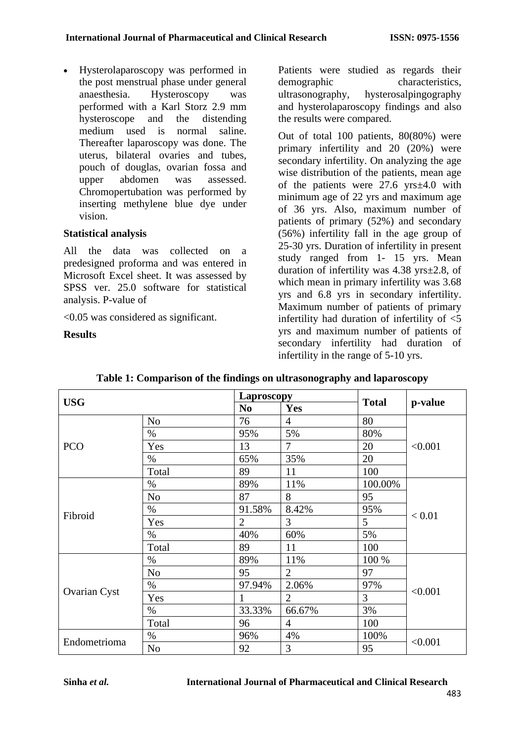- Hysterolaparoscopy was performed in the post menstrual phase under general anaesthesia. Hysteroscopy was performed with a Karl Storz 2.9 mm hysteroscope and the distending medium used is normal saline. Thereafter laparoscopy was done. The uterus, bilateral ovaries and tubes, pouch of douglas, ovarian fossa and upper abdomen was assessed. Chromopertubation was performed by inserting methylene blue dye under vision.

### Statistical analysis

All the data was collected on a predesigned proforma and was entered in Microsoft Excel sheet. It was assessed by SPSS ver. 25.0 software for statistical analysis. P-value of

<0.05 was considered as significant.

### Results

Patients were studied as regards their demographic characteristics, ultrasonography, hysterosalpingography and hysterolaparoscopy findings and also the results were compared.

Out of total 100 patients, 80(80%) were primary infertility and 20 (20%) were secondary infertility. On analyzing the age wise distribution of the patients, mean age of the patients were 27.6 yrs±4.0 with minimum age of 22 yrs and maximum age of 36 yrs. Also, maximum number of patients of primary (52%) and secondary (56%) infertility fall in the age group of 25-30 yrs. Duration of infertility in present study ranged from 1- 15 yrs. Mean duration of infertility was 4.38 yrs±2.8, of which mean in primary infertility was 3.68 yrs and 6.8 yrs in secondary infertility. Maximum number of patients of primary infertility had duration of infertility of <5 yrs and maximum number of patients of secondary infertility had duration of infertility in the range of 5-10 yrs.

**Table 1: Comparison of the findings on ultrasonography and laparoscopy**

| USG | | Laproscopy | | Total | p-value |
|---|---|---|---|---|---|
| | | No | Yes | | |
| PCO | No | 76 | 4 | 80 | <0.001 |
| | % | 95% | 5% | 80% | |
| | Yes | 13 | 7 | 20 | |
| | % | 65% | 35% | 20 | |
| | Total | 89 | 11 | 100 | |
| Fibroid | % | 89% | 11% | 100.00% | < 0.01 |
| | No | 87 | 8 | 95 | |
| | % | 91.58% | 8.42% | 95% | |
| | Yes | 2 | 3 | 5 | |
| | % | 40% | 60% | 5% | |
| | Total | 89 | 11 | 100 | |
| Ovarian Cyst | % | 89% | 11% | 100 % | <0.001 |
| | No | 95 | 2 | 97 | |
| | % | 97.94% | 2.06% | 97% | |
| | Yes | 1 | 2 | 3 | |
| | % | 33.33% | 66.67% | 3% | |
| | Total | 96 | 4 | 100 | |
| Endometrioma | % | 96% | 4% | 100% | <0.001 |
| | No | 92 | 3 | 95 | |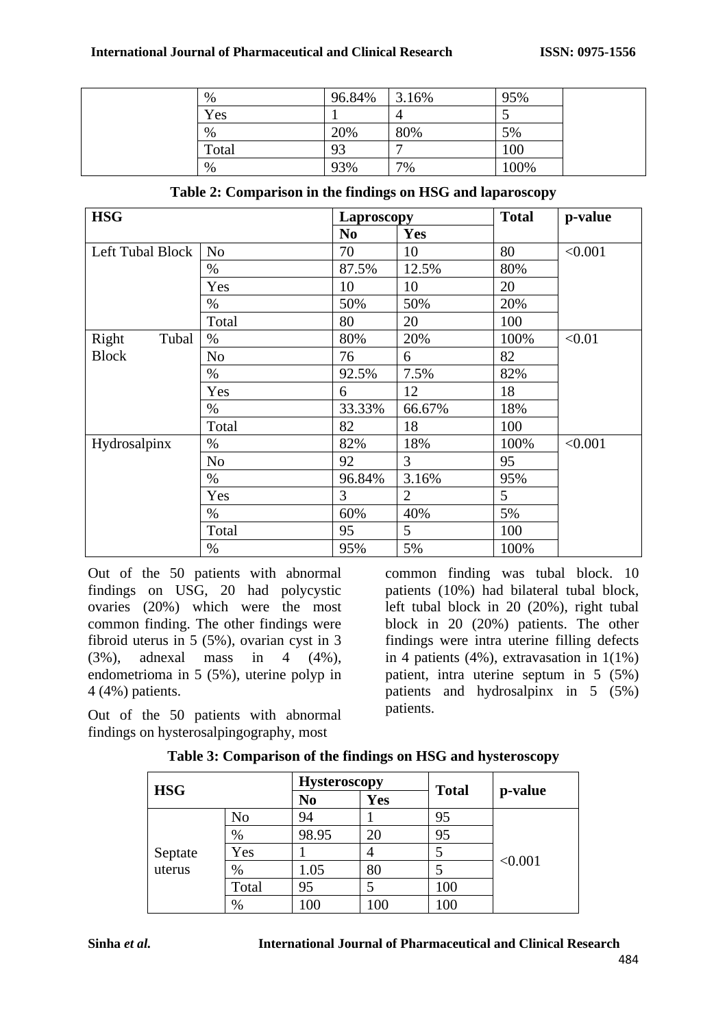|  | % | 96.84% | 3.16% | 95% |  |
|---|---|---|---|---|---|
|  | Yes | 1 | 4 | 5 |  |
|  | % | 20% | 80% | 5% |  |
|  | Total | 93 | 7 | 100 |  |
|  | % | 93% | 7% | 100% |  |

**Table 2: Comparison in the findings on HSG and laparoscopy**

| HSG | | Laproscopy | | Total | p-value |
|---|---|---|---|---|---|
| | | No | Yes | | |
| Left Tubal Block | No | 70 | 10 | 80 | <0.001 |
| | % | 87.5% | 12.5% | 80% | |
| | Yes | 10 | 10 | 20 | |
| | % | 50% | 50% | 20% | |
| | Total | 80 | 20 | 100 | |
| Right Tubal Block | % | 80% | 20% | 100% | <0.01 |
| | No | 76 | 6 | 82 | |
| | % | 92.5% | 7.5% | 82% | |
| | Yes | 6 | 12 | 18 | |
| | % | 33.33% | 66.67% | 18% | |
| | Total | 82 | 18 | 100 | |
| Hydrosalpinx | % | 82% | 18% | 100% | <0.001 |
| | No | 92 | 3 | 95 | |
| | % | 96.84% | 3.16% | 95% | |
| | Yes | 3 | 2 | 5 | |
| | % | 60% | 40% | 5% | |
| | Total | 95 | 5 | 100 | |
| | % | 95% | 5% | 100% | |

Out of the 50 patients with abnormal findings on USG, 20 had polycystic ovaries (20%) which were the most common finding. The other findings were fibroid uterus in 5 (5%), ovarian cyst in 3 (3%), adnexal mass in 4 (4%), endometrioma in 5 (5%), uterine polyp in 4 (4%) patients.

Out of the 50 patients with abnormal findings on hysterosalpingography, most common finding was tubal block. 10 patients (10%) had bilateral tubal block, left tubal block in 20 (20%), right tubal block in 20 (20%) patients. The other findings were intra uterine filling defects in 4 patients (4%), extravasation in 1(1%) patient, intra uterine septum in 5 (5%) patients and hydrosalpinx in 5 (5%) patients.

**Table 3: Comparison of the findings on HSG and hysteroscopy**

| HSG | | Hysteroscopy | | Total | p-value |
|---|---|---|---|---|---|
| | | No | Yes | | |
| Septate uterus | No | 94 | 1 | 95 | <0.001 |
| | % | 98.95 | 20 | 95 | |
| | Yes | 1 | 4 | 5 | |
| | % | 1.05 | 80 | 5 | |
| | Total | 95 | 5 | 100 | |
| | % | 100 | 100 | 100 | |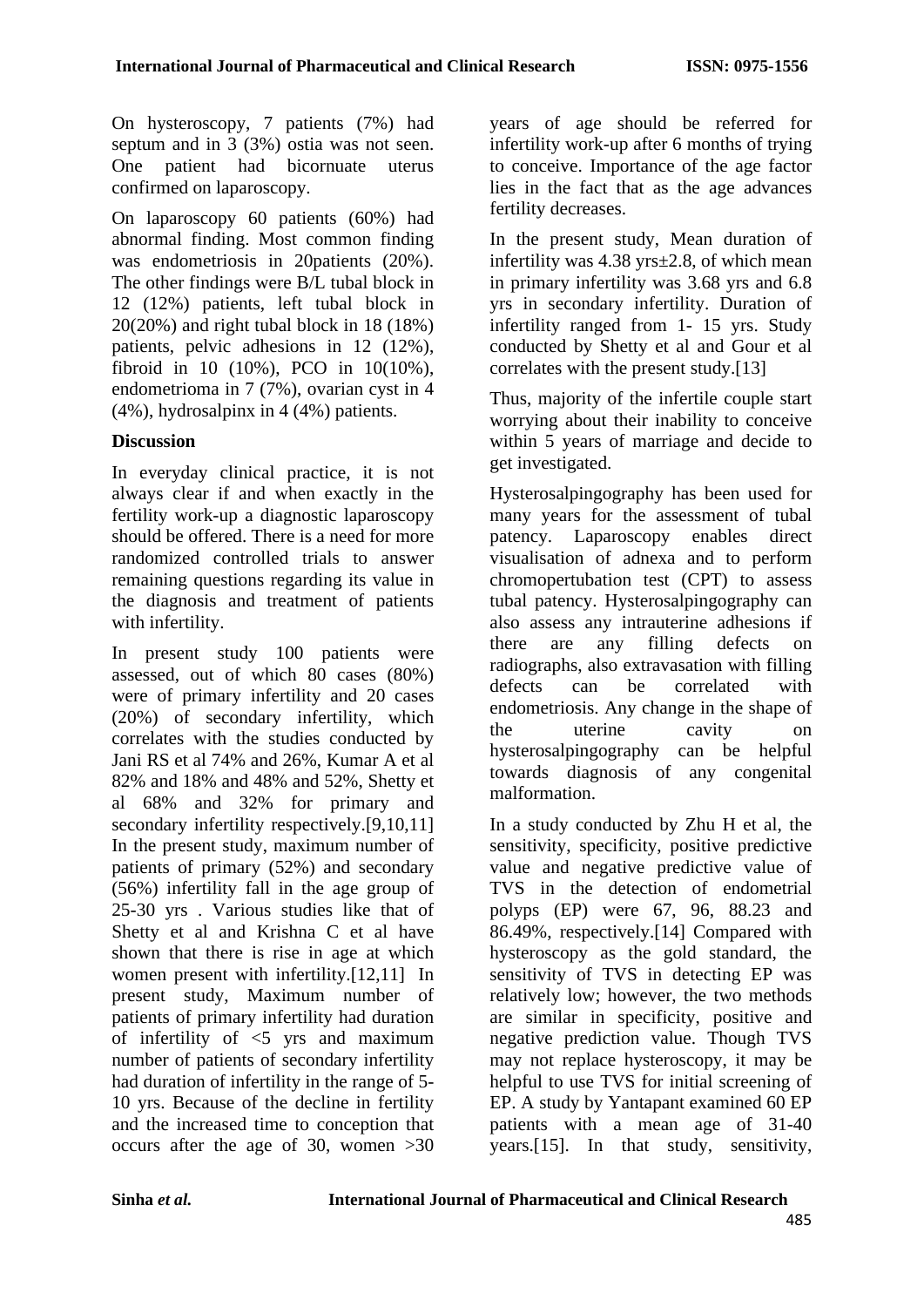On hysteroscopy, 7 patients (7%) had septum and in 3 (3%) ostia was not seen. One patient had bicornuate uterus confirmed on laparoscopy.

On laparoscopy 60 patients (60%) had abnormal finding. Most common finding was endometriosis in 20patients (20%). The other findings were B/L tubal block in 12 (12%) patients, left tubal block in 20(20%) and right tubal block in 18 (18%) patients, pelvic adhesions in 12 (12%), fibroid in 10 (10%), PCO in 10(10%), endometrioma in 7 (7%), ovarian cyst in 4 (4%), hydrosalpinx in 4 (4%) patients.

## Discussion

In everyday clinical practice, it is not always clear if and when exactly in the fertility work-up a diagnostic laparoscopy should be offered. There is a need for more randomized controlled trials to answer remaining questions regarding its value in the diagnosis and treatment of patients with infertility.

In present study 100 patients were assessed, out of which 80 cases (80%) were of primary infertility and 20 cases (20%) of secondary infertility, which correlates with the studies conducted by Jani RS et al 74% and 26%, Kumar A et al 82% and 18% and 48% and 52%, Shetty et al 68% and 32% for primary and secondary infertility respectively.[9,10,11] In the present study, maximum number of patients of primary (52%) and secondary (56%) infertility fall in the age group of 25-30 yrs . Various studies like that of Shetty et al and Krishna C et al have shown that there is rise in age at which women present with infertility.[12,11] In present study, Maximum number of patients of primary infertility had duration of infertility of <5 yrs and maximum number of patients of secondary infertility had duration of infertility in the range of 5-10 yrs. Because of the decline in fertility and the increased time to conception that occurs after the age of 30, women >30 years of age should be referred for infertility work-up after 6 months of trying to conceive. Importance of the age factor lies in the fact that as the age advances fertility decreases.

In the present study, Mean duration of infertility was 4.38 yrs±2.8, of which mean in primary infertility was 3.68 yrs and 6.8 yrs in secondary infertility. Duration of infertility ranged from 1- 15 yrs. Study conducted by Shetty et al and Gour et al correlates with the present study.[13]

Thus, majority of the infertile couple start worrying about their inability to conceive within 5 years of marriage and decide to get investigated.

Hysterosalpingography has been used for many years for the assessment of tubal patency. Laparoscopy enables direct visualisation of adnexa and to perform chromopertubation test (CPT) to assess tubal patency. Hysterosalpingography can also assess any intrauterine adhesions if there are any filling defects on radiographs, also extravasation with filling defects can be correlated with endometriosis. Any change in the shape of the uterine cavity on hysterosalpingography can be helpful towards diagnosis of any congenital malformation.

In a study conducted by Zhu H et al, the sensitivity, specificity, positive predictive value and negative predictive value of TVS in the detection of endometrial polyps (EP) were 67, 96, 88.23 and 86.49%, respectively.[14] Compared with hysteroscopy as the gold standard, the sensitivity of TVS in detecting EP was relatively low; however, the two methods are similar in specificity, positive and negative prediction value. Though TVS may not replace hysteroscopy, it may be helpful to use TVS for initial screening of EP. A study by Yantapant examined 60 EP patients with a mean age of 31-40 years.[15]. In that study, sensitivity,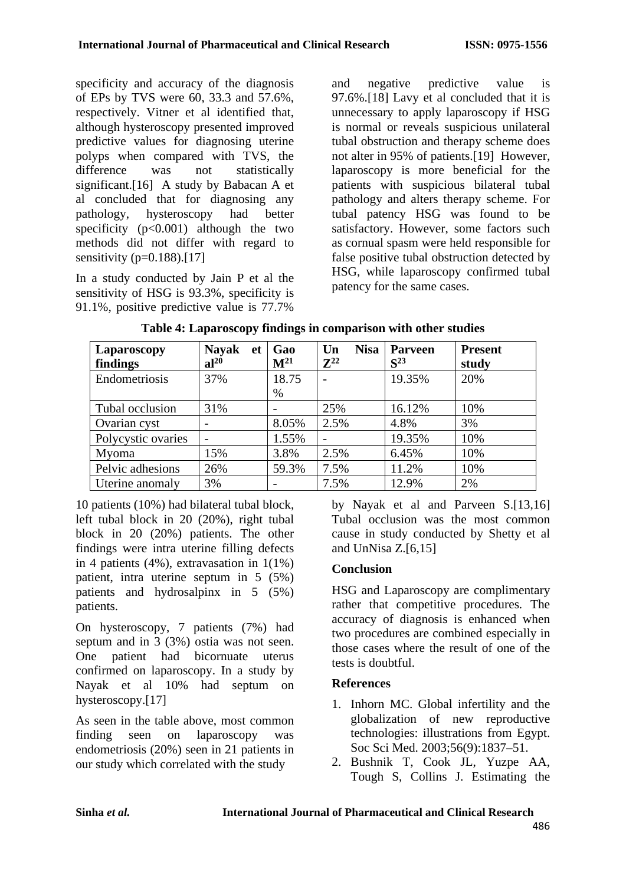specificity and accuracy of the diagnosis of EPs by TVS were 60, 33.3 and 57.6%, respectively. Vitner et al identified that, although hysteroscopy presented improved predictive values for diagnosing uterine polyps when compared with TVS, the difference was not statistically significant.[16] A study by Babacan A et al concluded that for diagnosing any pathology, hysteroscopy had better specificity ($p<0.001$) although the two methods did not differ with regard to sensitivity ($p=0.188$).[17]

In a study conducted by Jain P et al the sensitivity of HSG is 93.3%, specificity is 91.1%, positive predictive value is 77.7% and negative predictive value is 97.6%.[18] Lavy et al concluded that it is unnecessary to apply laparoscopy if HSG is normal or reveals suspicious unilateral tubal obstruction and therapy scheme does not alter in 95% of patients.[19] However, laparoscopy is more beneficial for the patients with suspicious bilateral tubal pathology and alters therapy scheme. For tubal patency HSG was found to be satisfactory. However, some factors such as cornual spasm were held responsible for false positive tubal obstruction detected by HSG, while laparoscopy confirmed tubal patency for the same cases.

**Table 4: Laparoscopy findings in comparison with other studies**

| Laparoscopy findings | Nayak et al[20] | Gao M[21] | Un Nisa Z[22] | Parveen S[23] | Present study |
|---|---|---|---|---|---|
| Endometriosis | 37% | 18.75 % | - | 19.35% | 20% |
| Tubal occlusion | 31% | - | 25% | 16.12% | 10% |
| Ovarian cyst | - | 8.05% | 2.5% | 4.8% | 3% |
| Polycystic ovaries | - | 1.55% | - | 19.35% | 10% |
| Myoma | 15% | 3.8% | 2.5% | 6.45% | 10% |
| Pelvic adhesions | 26% | 59.3% | 7.5% | 11.2% | 10% |
| Uterine anomaly | 3% | - | 7.5% | 12.9% | 2% |

10 patients (10%) had bilateral tubal block, left tubal block in 20 (20%), right tubal block in 20 (20%) patients. The other findings were intra uterine filling defects in 4 patients (4%), extravasation in 1(1%) patient, intra uterine septum in 5 (5%) patients and hydrosalpinx in 5 (5%) patients.

On hysteroscopy, 7 patients (7%) had septum and in 3 (3%) ostia was not seen. One patient had bicornuate uterus confirmed on laparoscopy. In a study by Nayak et al 10% had septum on hysteroscopy.[17]

As seen in the table above, most common finding seen on laparoscopy was endometriosis (20%) seen in 21 patients in our study which correlated with the study by Nayak et al and Parveen S.[13,16] Tubal occlusion was the most common cause in study conducted by Shetty et al and UnNisa Z.[6,15]

## Conclusion

HSG and Laparoscopy are complimentary rather that competitive procedures. The accuracy of diagnosis is enhanced when two procedures are combined especially in those cases where the result of one of the tests is doubtful.

## References

1. Inhorn MC. Global infertility and the globalization of new reproductive technologies: illustrations from Egypt. Soc Sci Med. 2003;56(9):1837–51.
2. Bushnik T, Cook JL, Yuzpe AA, Tough S, Collins J. Estimating the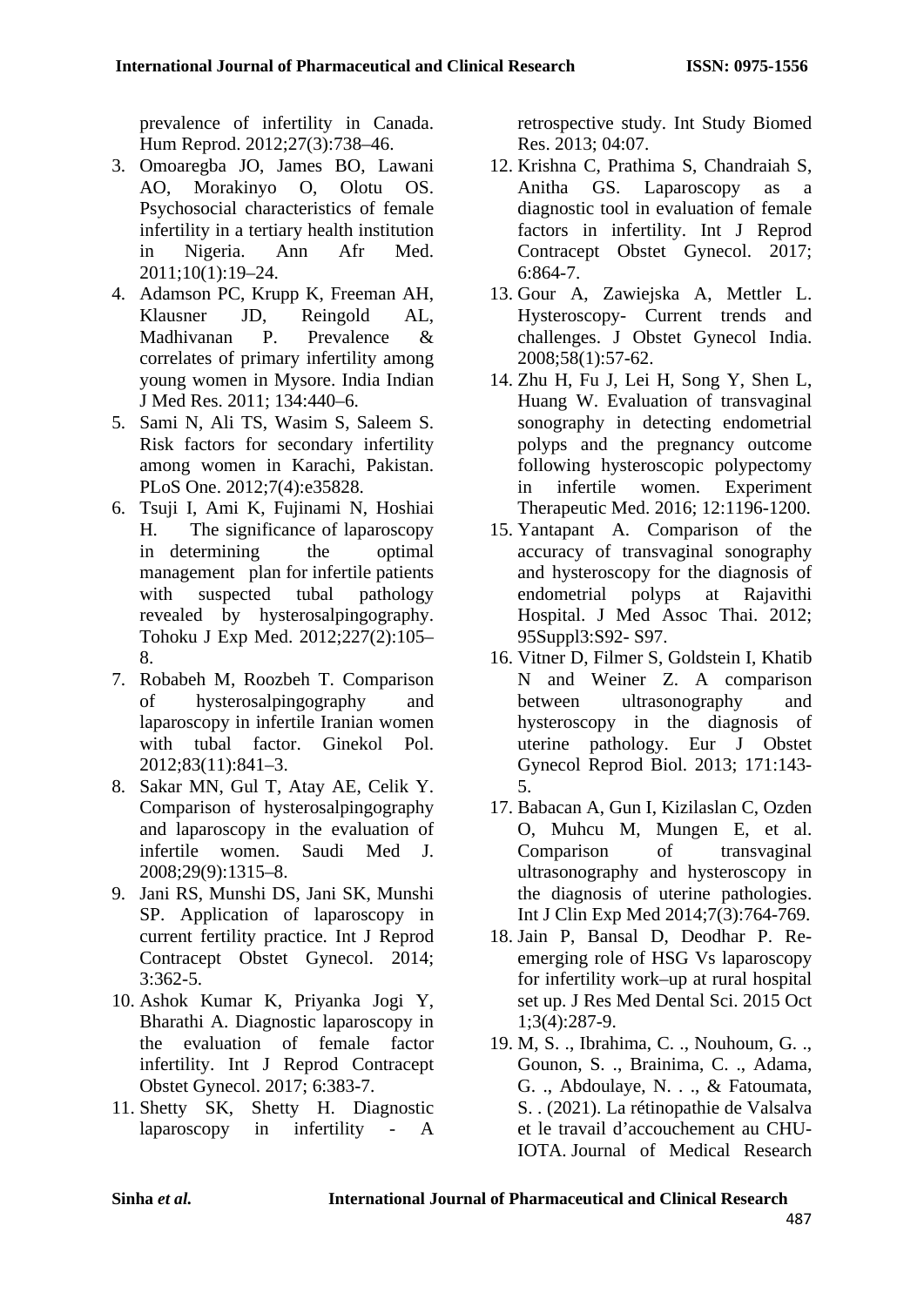prevalence of infertility in Canada. Hum Reprod. 2012;27(3):738–46.

3. Omoaregba JO, James BO, Lawani AO, Morakinyo O, Olotu OS. Psychosocial characteristics of female infertility in a tertiary health institution in Nigeria. Ann Afr Med. 2011;10(1):19–24.
4. Adamson PC, Krupp K, Freeman AH, Klausner JD, Reingold AL, Madhivanan P. Prevalence & correlates of primary infertility among young women in Mysore. India Indian J Med Res. 2011; 134:440–6.
5. Sami N, Ali TS, Wasim S, Saleem S. Risk factors for secondary infertility among women in Karachi, Pakistan. PLoS One. 2012;7(4):e35828.
6. Tsuji I, Ami K, Fujinami N, Hoshiai H. The significance of laparoscopy in determining the optimal management plan for infertile patients with suspected tubal pathology revealed by hysterosalpingography. Tohoku J Exp Med. 2012;227(2):105–8.
7. Robabeh M, Roozbeh T. Comparison of hysterosalpingography and laparoscopy in infertile Iranian women with tubal factor. Ginekol Pol. 2012;83(11):841–3.
8. Sakar MN, Gul T, Atay AE, Celik Y. Comparison of hysterosalpingography and laparoscopy in the evaluation of infertile women. Saudi Med J. 2008;29(9):1315–8.
9. Jani RS, Munshi DS, Jani SK, Munshi SP. Application of laparoscopy in current fertility practice. Int J Reprod Contracept Obstet Gynecol. 2014; 3:362-5.
10. Ashok Kumar K, Priyanka Jogi Y, Bharathi A. Diagnostic laparoscopy in the evaluation of female factor infertility. Int J Reprod Contracept Obstet Gynecol. 2017; 6:383-7.
11. Shetty SK, Shetty H. Diagnostic laparoscopy in infertility - A retrospective study. Int Study Biomed Res. 2013; 04:07.
12. Krishna C, Prathima S, Chandraiah S, Anitha GS. Laparoscopy as a diagnostic tool in evaluation of female factors in infertility. Int J Reprod Contracept Obstet Gynecol. 2017; 6:864-7.
13. Gour A, Zawiejska A, Mettler L. Hysteroscopy- Current trends and challenges. J Obstet Gynecol India. 2008;58(1):57-62.
14. Zhu H, Fu J, Lei H, Song Y, Shen L, Huang W. Evaluation of transvaginal sonography in detecting endometrial polyps and the pregnancy outcome following hysteroscopic polypectomy in infertile women. Experiment Therapeutic Med. 2016; 12:1196-1200.
15. Yantapant A. Comparison of the accuracy of transvaginal sonography and hysteroscopy for the diagnosis of endometrial polyps at Rajavithi Hospital. J Med Assoc Thai. 2012; 95Suppl3:S92- S97.
16. Vitner D, Filmer S, Goldstein I, Khatib N and Weiner Z. A comparison between ultrasonography and hysteroscopy in the diagnosis of uterine pathology. Eur J Obstet Gynecol Reprod Biol. 2013; 171:143-5.
17. Babacan A, Gun I, Kizilaslan C, Ozden O, Muhcu M, Mungen E, et al. Comparison of transvaginal ultrasonography and hysteroscopy in the diagnosis of uterine pathologies. Int J Clin Exp Med 2014;7(3):764-769.
18. Jain P, Bansal D, Deodhar P. Re-emerging role of HSG Vs laparoscopy for infertility work–up at rural hospital set up. J Res Med Dental Sci. 2015 Oct 1;3(4):287-9.
19. M, S. ., Ibrahima, C. ., Nouhoum, G. ., Gounon, S. ., Brainima, C. ., Adama, G. ., Abdoulaye, N. . ., & Fatoumata, S. . (2021). La rétinopathie de Valsalva et le travail d'accouchement au CHU-IOTA. Journal of Medical Research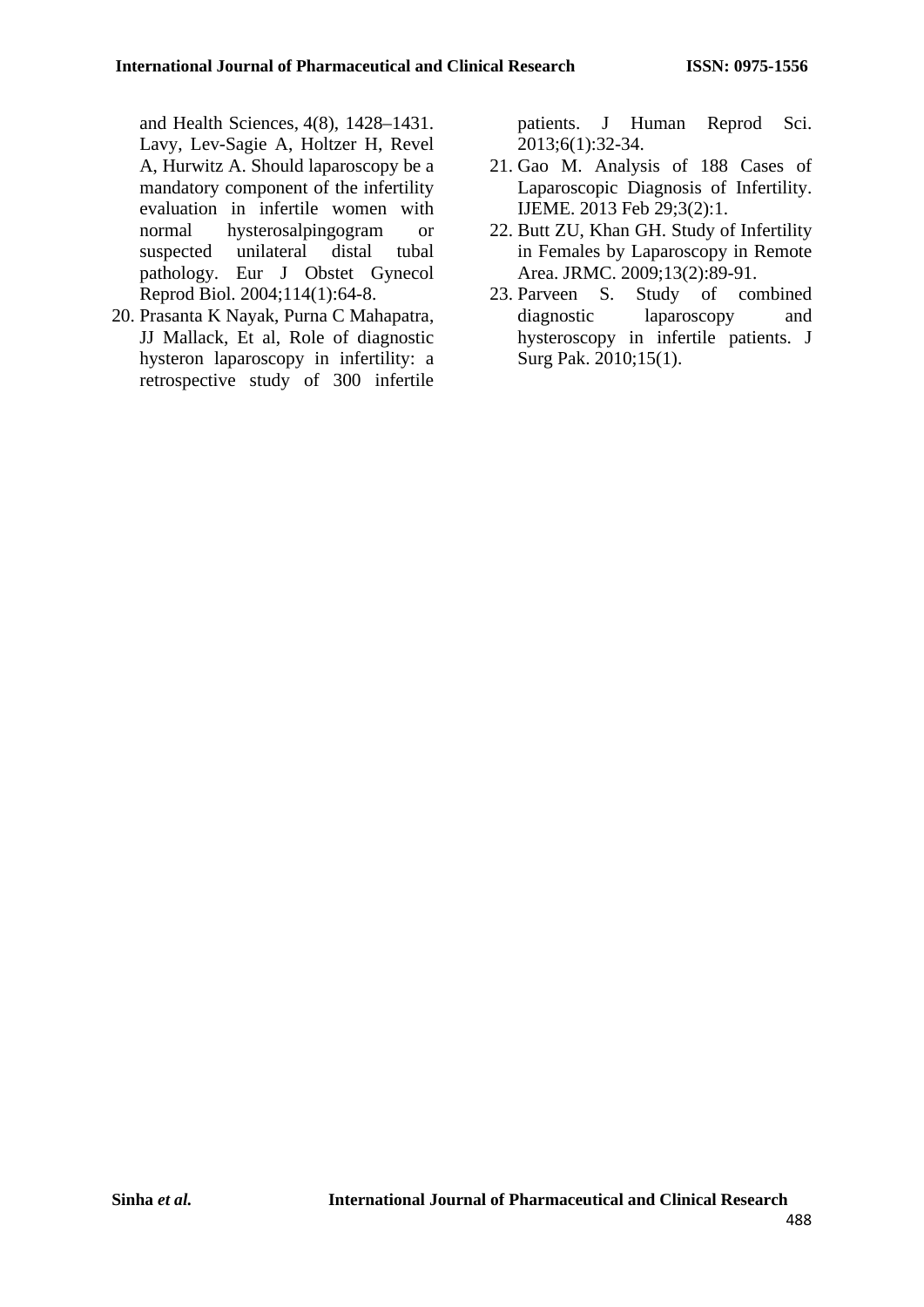and Health Sciences, 4(8), 1428–1431. Lavy, Lev-Sagie A, Holtzer H, Revel A, Hurwitz A. Should laparoscopy be a mandatory component of the infertility evaluation in infertile women with normal hysterosalpingogram or suspected unilateral distal tubal pathology. Eur J Obstet Gynecol Reprod Biol. 2004;114(1):64-8.

20. Prasanta K Nayak, Purna C Mahapatra, JJ Mallack, Et al, Role of diagnostic hysteron laparoscopy in infertility: a retrospective study of 300 infertile patients. J Human Reprod Sci. 2013;6(1):32-34.
21. Gao M. Analysis of 188 Cases of Laparoscopic Diagnosis of Infertility. IJEME. 2013 Feb 29;3(2):1.
22. Butt ZU, Khan GH. Study of Infertility in Females by Laparoscopy in Remote Area. JRMC. 2009;13(2):89-91.
23. Parveen S. Study of combined diagnostic laparoscopy and hysteroscopy in infertile patients. J Surg Pak. 2010;15(1).